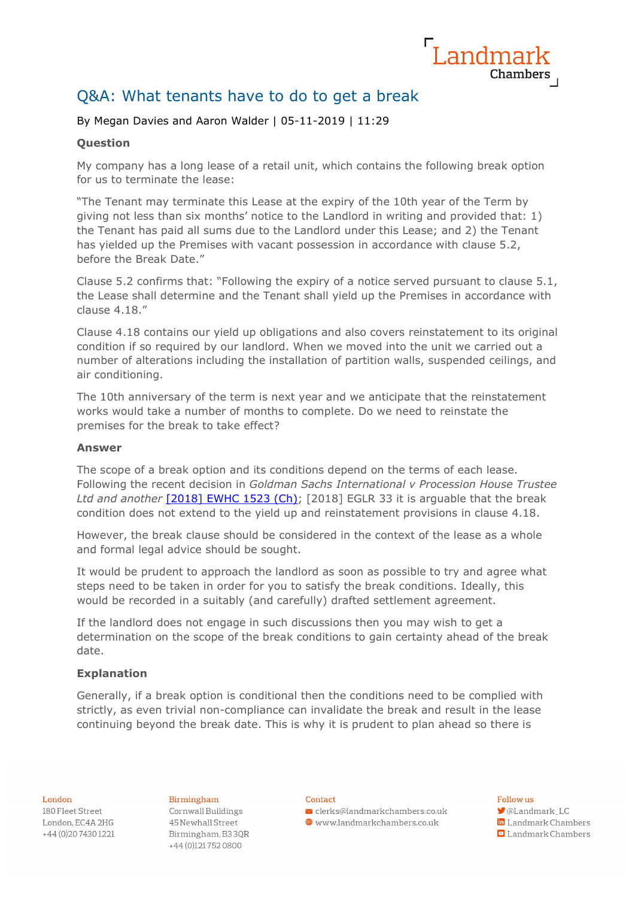# Q&A: What tenants have to do to get a break

By Megan Davies and Aaron Walder | 05-11-2019 | 11:29

**Question**

My company has a long lease of a retail unit, which contains the following break option for us to terminate the lease:

"The Tenant may terminate this Lease at the expiry of the 10th year of the Term by giving not less than six months' notice to the Landlord in writing and provided that: 1) the Tenant has paid all sums due to the Landlord under this Lease; and 2) the Tenant has yielded up the Premises with vacant possession in accordance with clause 5.2, before the Break Date."

Clause 5.2 confirms that: "Following the expiry of a notice served pursuant to clause 5.1, the Lease shall determine and the Tenant shall yield up the Premises in accordance with clause 4.18."

Clause 4.18 contains our yield up obligations and also covers reinstatement to its original condition if so required by our landlord. When we moved into the unit we carried out a number of alterations including the installation of partition walls, suspended ceilings, and air conditioning.

The 10th anniversary of the term is next year and we anticipate that the reinstatement works would take a number of months to complete. Do we need to reinstate the premises for the break to take effect?

**Answer**

The scope of a break option and its conditions depend on the terms of each lease. Following the recent decision in *Goldman Sachs International v Procession House Trustee Ltd and another* [2018] EWHC 1523 (Ch); [2018] EGLR 33 it is arguable that the break condition does not extend to the yield up and reinstatement provisions in clause 4.18.

However, the break clause should be considered in the context of the lease as a whole and formal legal advice should be sought.

It would be prudent to approach the landlord as soon as possible to try and agree what steps need to be taken in order for you to satisfy the break conditions. Ideally, this would be recorded in a suitably (and carefully) drafted settlement agreement.

If the landlord does not engage in such discussions then you may wish to get a determination on the scope of the break conditions to gain certainty ahead of the break date.

**Explanation**

Generally, if a break option is conditional then the conditions need to be complied with strictly, as even trivial non-compliance can invalidate the break and result in the lease continuing beyond the break date. This is why it is prudent to plan ahead so there is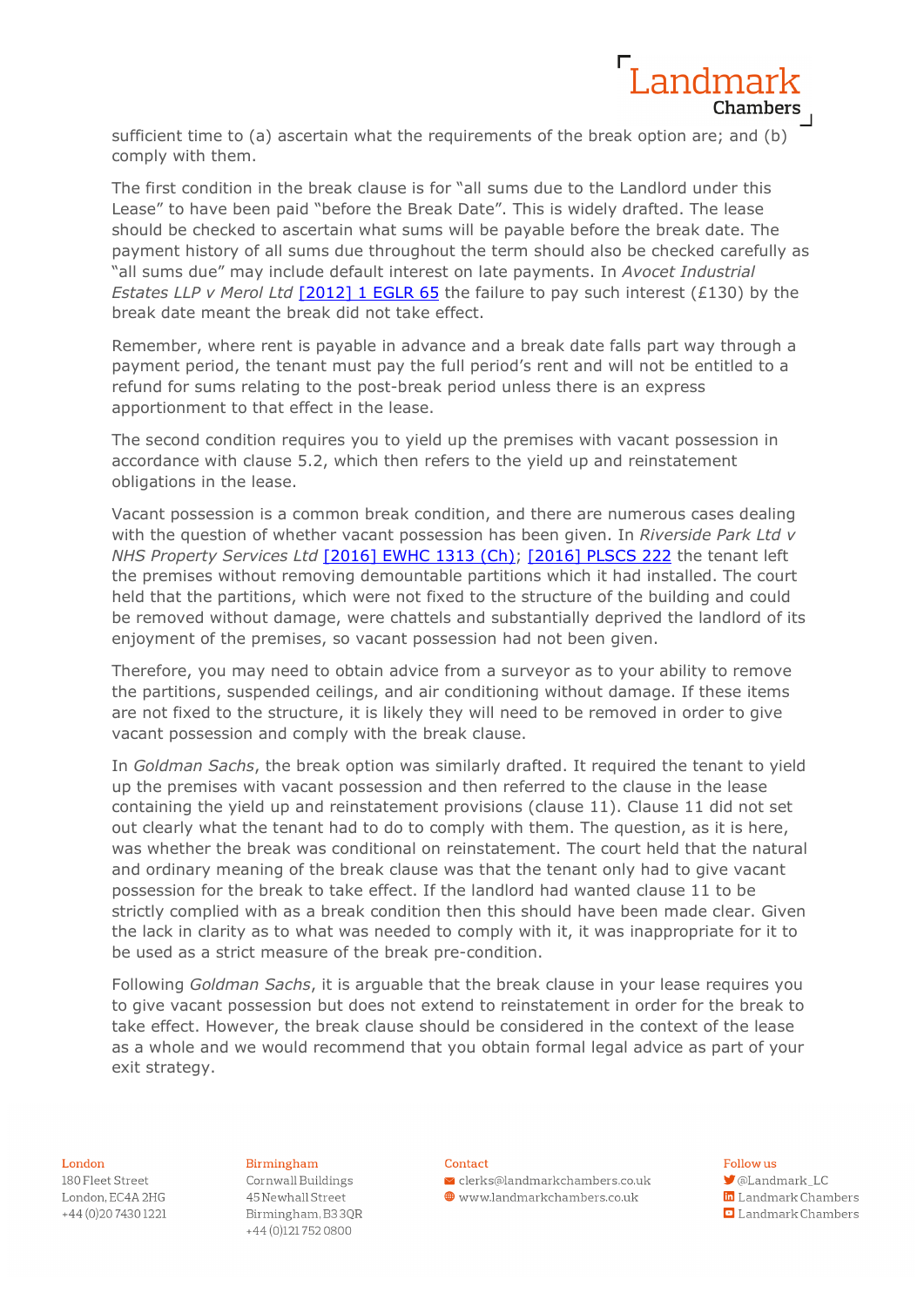sufficient time to (a) ascertain what the requirements of the break option are; and (b) comply with them.

The first condition in the break clause is for "all sums due to the Landlord under this Lease" to have been paid "before the Break Date". This is widely drafted. The lease should be checked to ascertain what sums will be payable before the break date. The payment history of all sums due throughout the term should also be checked carefully as "all sums due" may include default interest on late payments. In *Avocet Industrial Estates LLP v Merol Ltd* [2012] 1 EGLR 65 the failure to pay such interest (£130) by the break date meant the break did not take effect.

Remember, where rent is payable in advance and a break date falls part way through a payment period, the tenant must pay the full period's rent and will not be entitled to a refund for sums relating to the post-break period unless there is an express apportionment to that effect in the lease.

The second condition requires you to yield up the premises with vacant possession in accordance with clause 5.2, which then refers to the yield up and reinstatement obligations in the lease.

Vacant possession is a common break condition, and there are numerous cases dealing with the question of whether vacant possession has been given. In *Riverside Park Ltd v NHS Property Services Ltd* [2016] EWHC 1313 (Ch); [2016] PLSCS 222 the tenant left the premises without removing demountable partitions which it had installed. The court held that the partitions, which were not fixed to the structure of the building and could be removed without damage, were chattels and substantially deprived the landlord of its enjoyment of the premises, so vacant possession had not been given.

Therefore, you may need to obtain advice from a surveyor as to your ability to remove the partitions, suspended ceilings, and air conditioning without damage. If these items are not fixed to the structure, it is likely they will need to be removed in order to give vacant possession and comply with the break clause.

In *Goldman Sachs*, the break option was similarly drafted. It required the tenant to yield up the premises with vacant possession and then referred to the clause in the lease containing the yield up and reinstatement provisions (clause 11). Clause 11 did not set out clearly what the tenant had to do to comply with them. The question, as it is here, was whether the break was conditional on reinstatement. The court held that the natural and ordinary meaning of the break clause was that the tenant only had to give vacant possession for the break to take effect. If the landlord had wanted clause 11 to be strictly complied with as a break condition then this should have been made clear. Given the lack in clarity as to what was needed to comply with it, it was inappropriate for it to be used as a strict measure of the break pre-condition.

Following *Goldman Sachs*, it is arguable that the break clause in your lease requires you to give vacant possession but does not extend to reinstatement in order for the break to take effect. However, the break clause should be considered in the context of the lease as a whole and we would recommend that you obtain formal legal advice as part of your exit strategy.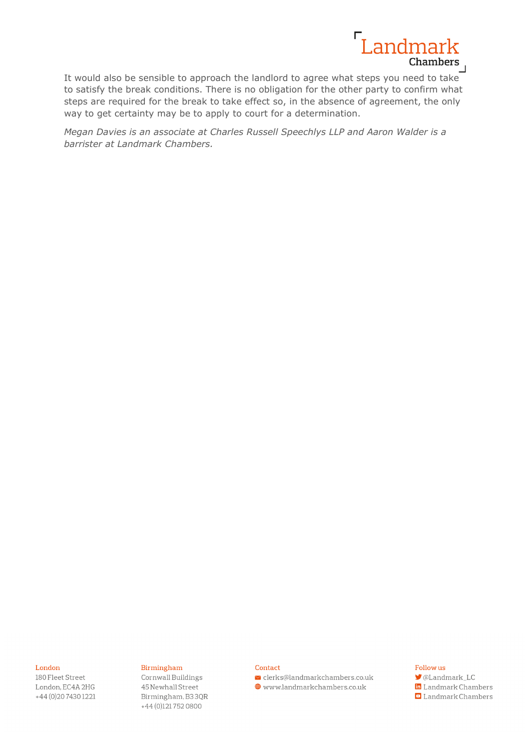It would also be sensible to approach the landlord to agree what steps you need to take to satisfy the break conditions. There is no obligation for the other party to confirm what steps are required for the break to take effect so, in the absence of agreement, the only way to get certainty may be to apply to court for a determination.

*Megan Davies is an associate at Charles Russell Speechlys LLP and Aaron Walder is a barrister at Landmark Chambers.*